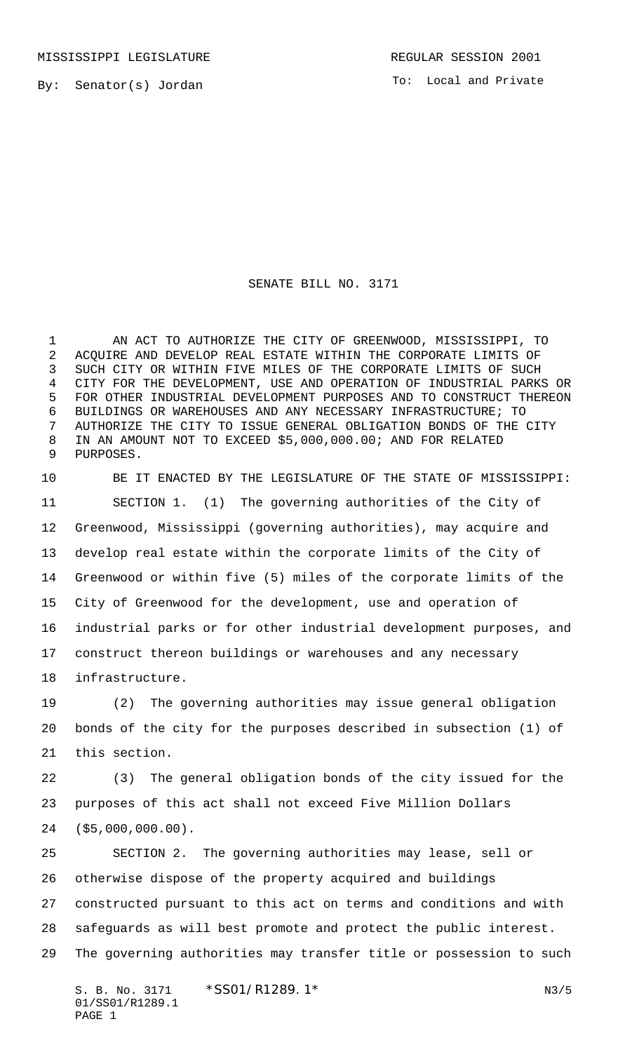MISSISSIPPI LEGISLATURE REGULAR SESSION 2001

By: Senator(s) Jordan

To: Local and Private

# SENATE BILL NO. 3171

AN ACT TO AUTHORIZE THE CITY OF GREENWOOD, MISSISSIPPI, TO ACQUIRE AND DEVELOP REAL ESTATE WITHIN THE CORPORATE LIMITS OF SUCH CITY OR WITHIN FIVE MILES OF THE CORPORATE LIMITS OF SUCH CITY FOR THE DEVELOPMENT, USE AND OPERATION OF INDUSTRIAL PARKS OR FOR OTHER INDUSTRIAL DEVELOPMENT PURPOSES AND TO CONSTRUCT THEREON BUILDINGS OR WAREHOUSES AND ANY NECESSARY INFRASTRUCTURE; TO AUTHORIZE THE CITY TO ISSUE GENERAL OBLIGATION BONDS OF THE CITY IN AN AMOUNT NOT TO EXCEED $5,000,000.00; AND FOR RELATED PURPOSES.

BE IT ENACTED BY THE LEGISLATURE OF THE STATE OF MISSISSIPPI:

SECTION 1. (1) The governing authorities of the City of Greenwood, Mississippi (governing authorities), may acquire and develop real estate within the corporate limits of the City of Greenwood or within five (5) miles of the corporate limits of the City of Greenwood for the development, use and operation of industrial parks or for other industrial development purposes, and construct thereon buildings or warehouses and any necessary infrastructure.

(2) The governing authorities may issue general obligation bonds of the city for the purposes described in subsection (1) of this section.

(3) The general obligation bonds of the city issued for the purposes of this act shall not exceed Five Million Dollars ($5,000,000.00).

SECTION 2. The governing authorities may lease, sell or otherwise dispose of the property acquired and buildings constructed pursuant to this act on terms and conditions and with safeguards as will best promote and protect the public interest. The governing authorities may transfer title or possession to such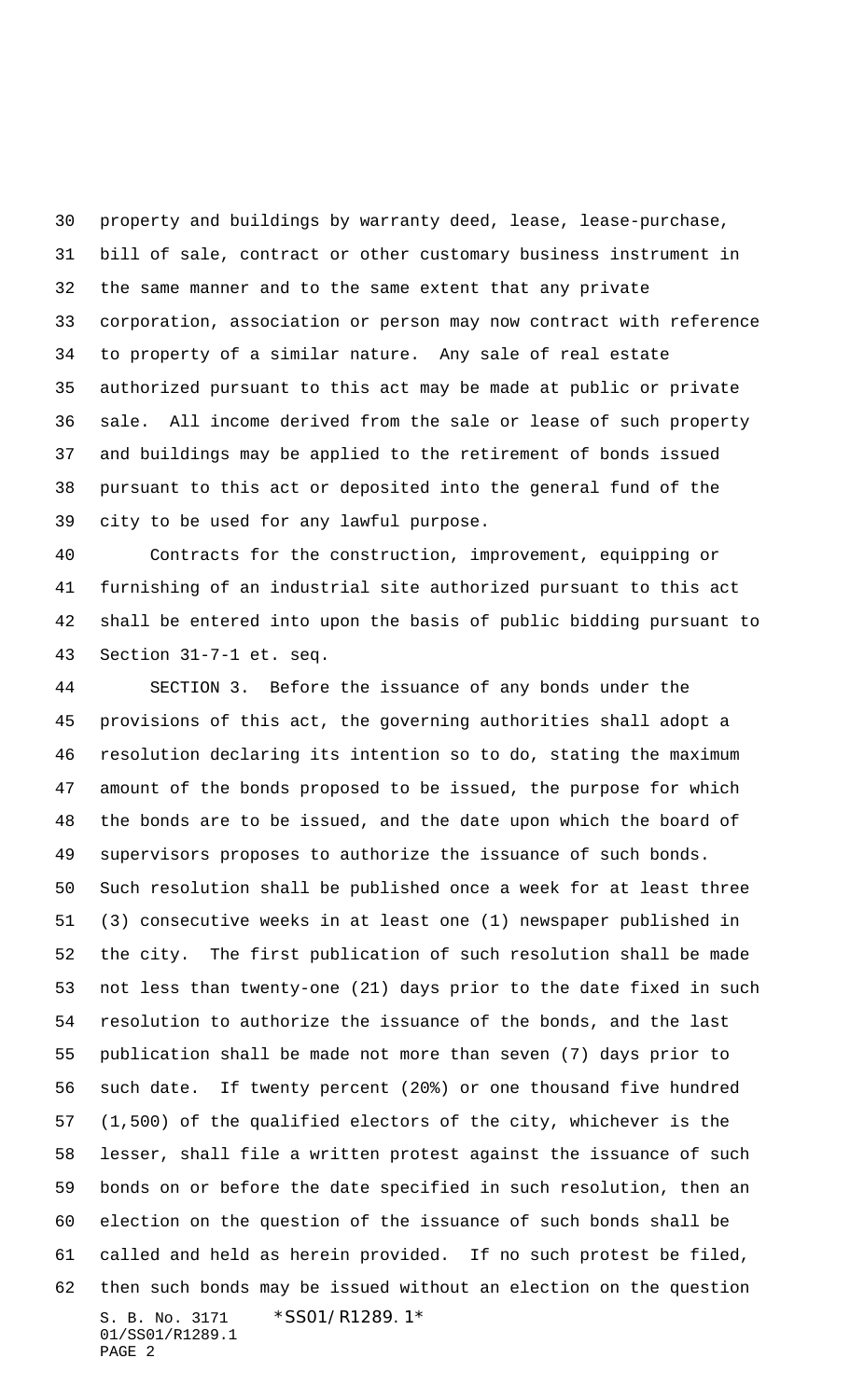property and buildings by warranty deed, lease, lease-purchase, bill of sale, contract or other customary business instrument in the same manner and to the same extent that any private corporation, association or person may now contract with reference to property of a similar nature. Any sale of real estate authorized pursuant to this act may be made at public or private sale. All income derived from the sale or lease of such property and buildings may be applied to the retirement of bonds issued pursuant to this act or deposited into the general fund of the city to be used for any lawful purpose.

Contracts for the construction, improvement, equipping or furnishing of an industrial site authorized pursuant to this act shall be entered into upon the basis of public bidding pursuant to Section 31-7-1 et. seq.

SECTION 3. Before the issuance of any bonds under the provisions of this act, the governing authorities shall adopt a resolution declaring its intention so to do, stating the maximum amount of the bonds proposed to be issued, the purpose for which the bonds are to be issued, and the date upon which the board of supervisors proposes to authorize the issuance of such bonds. Such resolution shall be published once a week for at least three (3) consecutive weeks in at least one (1) newspaper published in the city. The first publication of such resolution shall be made not less than twenty-one (21) days prior to the date fixed in such resolution to authorize the issuance of the bonds, and the last publication shall be made not more than seven (7) days prior to such date. If twenty percent (20%) or one thousand five hundred (1,500) of the qualified electors of the city, whichever is the lesser, shall file a written protest against the issuance of such bonds on or before the date specified in such resolution, then an election on the question of the issuance of such bonds shall be called and held as herein provided. If no such protest be filed, then such bonds may be issued without an election on the question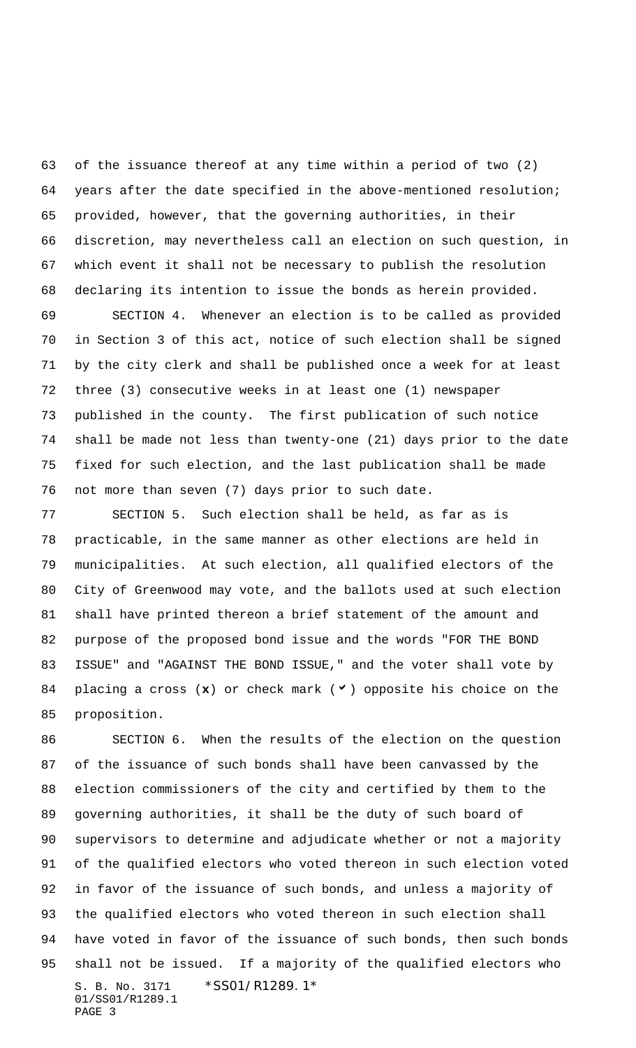of the issuance thereof at any time within a period of two (2) years after the date specified in the above-mentioned resolution; provided, however, that the governing authorities, in their discretion, may nevertheless call an election on such question, in which event it shall not be necessary to publish the resolution declaring its intention to issue the bonds as herein provided.

SECTION 4. Whenever an election is to be called as provided in Section 3 of this act, notice of such election shall be signed by the city clerk and shall be published once a week for at least three (3) consecutive weeks in at least one (1) newspaper published in the county. The first publication of such notice shall be made not less than twenty-one (21) days prior to the date fixed for such election, and the last publication shall be made not more than seven (7) days prior to such date.

SECTION 5. Such election shall be held, as far as is practicable, in the same manner as other elections are held in municipalities. At such election, all qualified electors of the City of Greenwood may vote, and the ballots used at such election shall have printed thereon a brief statement of the amount and purpose of the proposed bond issue and the words "FOR THE BOND ISSUE" and "AGAINST THE BOND ISSUE," and the voter shall vote by placing a cross (**x**) or check mark (✓) opposite his choice on the proposition.

SECTION 6. When the results of the election on the question of the issuance of such bonds shall have been canvassed by the election commissioners of the city and certified by them to the governing authorities, it shall be the duty of such board of supervisors to determine and adjudicate whether or not a majority of the qualified electors who voted thereon in such election voted in favor of the issuance of such bonds, and unless a majority of the qualified electors who voted thereon in such election shall have voted in favor of the issuance of such bonds, then such bonds shall not be issued. If a majority of the qualified electors who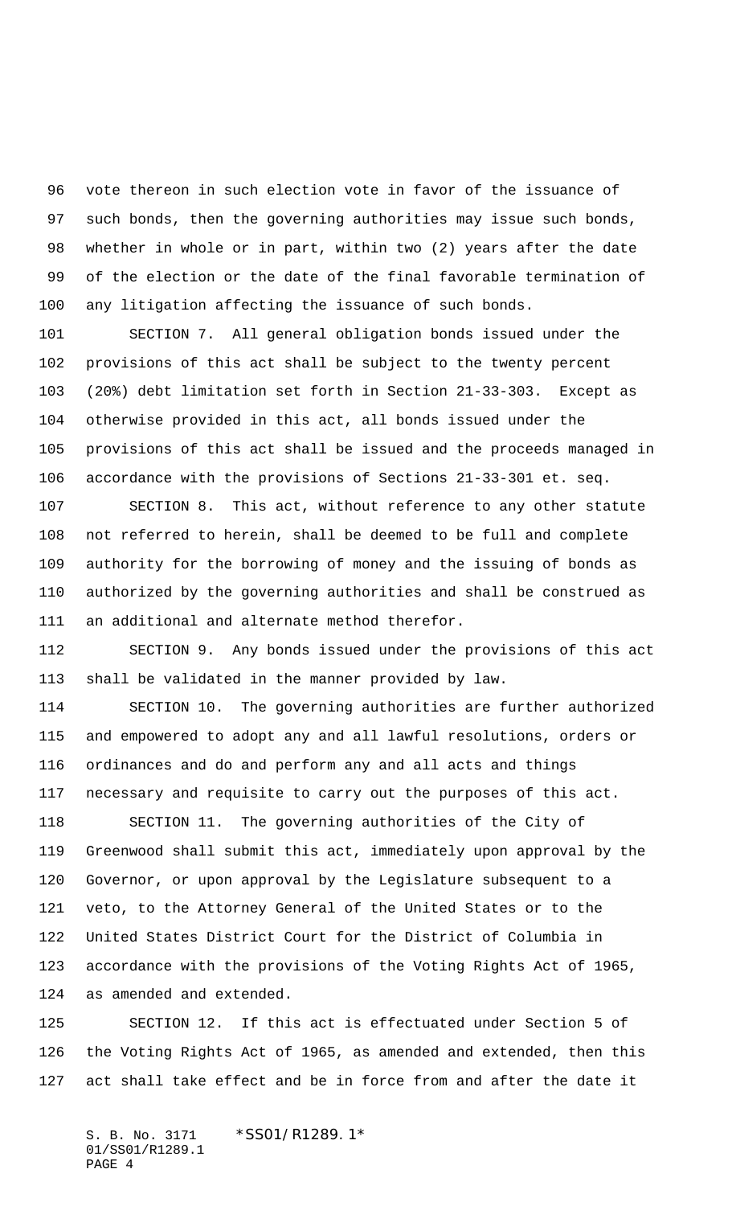vote thereon in such election vote in favor of the issuance of such bonds, then the governing authorities may issue such bonds, whether in whole or in part, within two (2) years after the date of the election or the date of the final favorable termination of any litigation affecting the issuance of such bonds.

SECTION 7. All general obligation bonds issued under the provisions of this act shall be subject to the twenty percent (20%) debt limitation set forth in Section 21-33-303. Except as otherwise provided in this act, all bonds issued under the provisions of this act shall be issued and the proceeds managed in accordance with the provisions of Sections 21-33-301 et. seq.

SECTION 8. This act, without reference to any other statute not referred to herein, shall be deemed to be full and complete authority for the borrowing of money and the issuing of bonds as authorized by the governing authorities and shall be construed as an additional and alternate method therefor.

SECTION 9. Any bonds issued under the provisions of this act shall be validated in the manner provided by law.

SECTION 10. The governing authorities are further authorized and empowered to adopt any and all lawful resolutions, orders or ordinances and do and perform any and all acts and things necessary and requisite to carry out the purposes of this act.

SECTION 11. The governing authorities of the City of Greenwood shall submit this act, immediately upon approval by the Governor, or upon approval by the Legislature subsequent to a veto, to the Attorney General of the United States or to the United States District Court for the District of Columbia in accordance with the provisions of the Voting Rights Act of 1965, as amended and extended.

SECTION 12. If this act is effectuated under Section 5 of the Voting Rights Act of 1965, as amended and extended, then this act shall take effect and be in force from and after the date it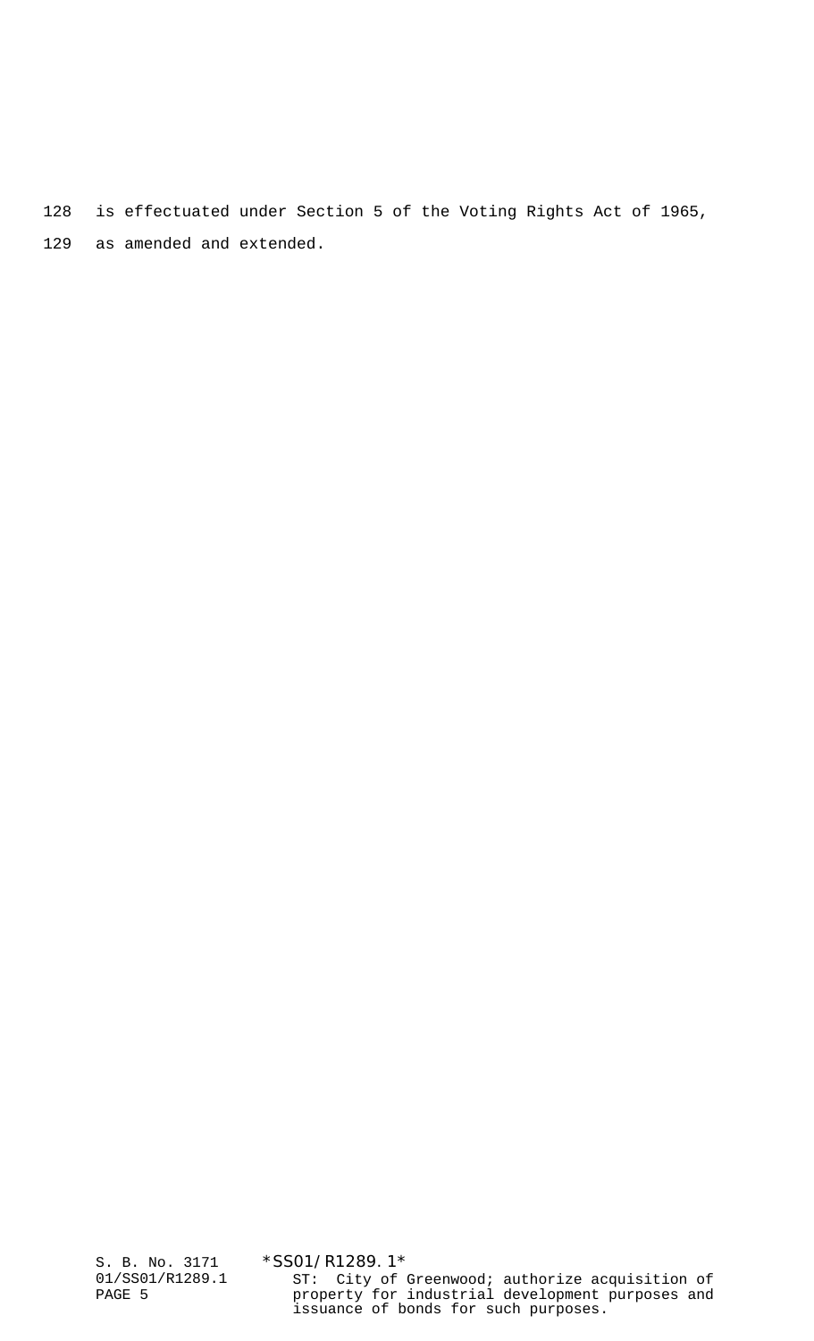128 is effectuated under Section 5 of the Voting Rights Act of 1965,

129 as amended and extended.